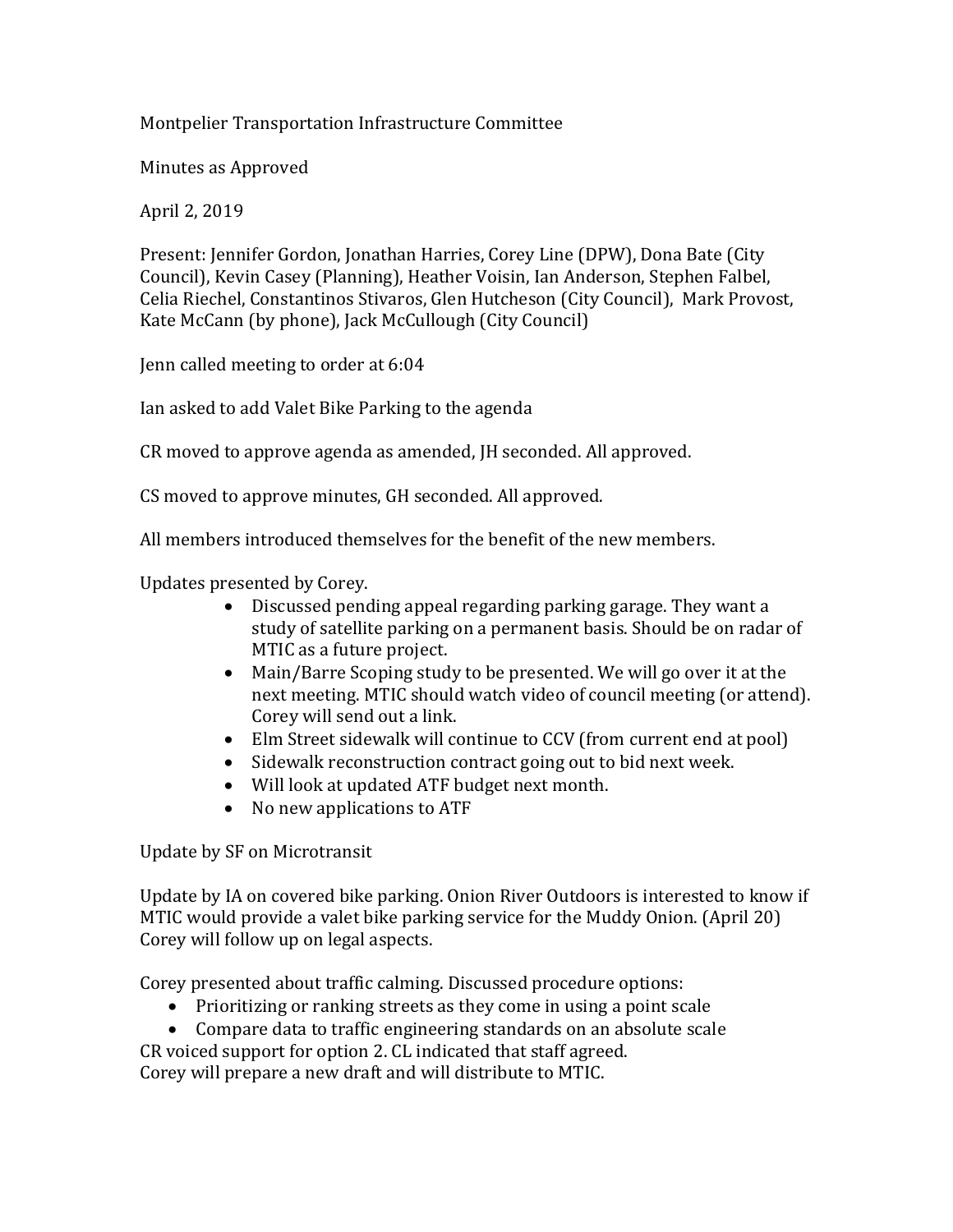Montpelier Transportation Infrastructure Committee

Minutes as Approved

April 2, 2019

Present: Jennifer Gordon, Jonathan Harries, Corey Line (DPW), Dona Bate (City Council), Kevin Casey (Planning), Heather Voisin, Ian Anderson, Stephen Falbel, Celia Riechel, Constantinos Stivaros, Glen Hutcheson (City Council), Mark Provost, Kate McCann (by phone), Jack McCullough (City Council)

Jenn called meeting to order at 6:04

Ian asked to add Valet Bike Parking to the agenda

CR moved to approve agenda as amended, JH seconded. All approved.

CS moved to approve minutes, GH seconded. All approved.

All members introduced themselves for the benefit of the new members.

Updates presented by Corey.

- Discussed pending appeal regarding parking garage. They want a study of satellite parking on a permanent basis. Should be on radar of MTIC as a future project.
- Main/Barre Scoping study to be presented. We will go over it at the next meeting. MTIC should watch video of council meeting (or attend). Corey will send out a link.
- Elm Street sidewalk will continue to CCV (from current end at pool)
- Sidewalk reconstruction contract going out to bid next week.
- Will look at updated ATF budget next month.
- No new applications to ATF

Update by SF on Microtransit

Update by IA on covered bike parking. Onion River Outdoors is interested to know if MTIC would provide a valet bike parking service for the Muddy Onion. (April 20) Corey will follow up on legal aspects.

Corey presented about traffic calming. Discussed procedure options:

- Prioritizing or ranking streets as they come in using a point scale
- Compare data to traffic engineering standards on an absolute scale

CR voiced support for option 2. CL indicated that staff agreed.
Corey will prepare a new draft and will distribute to MTIC.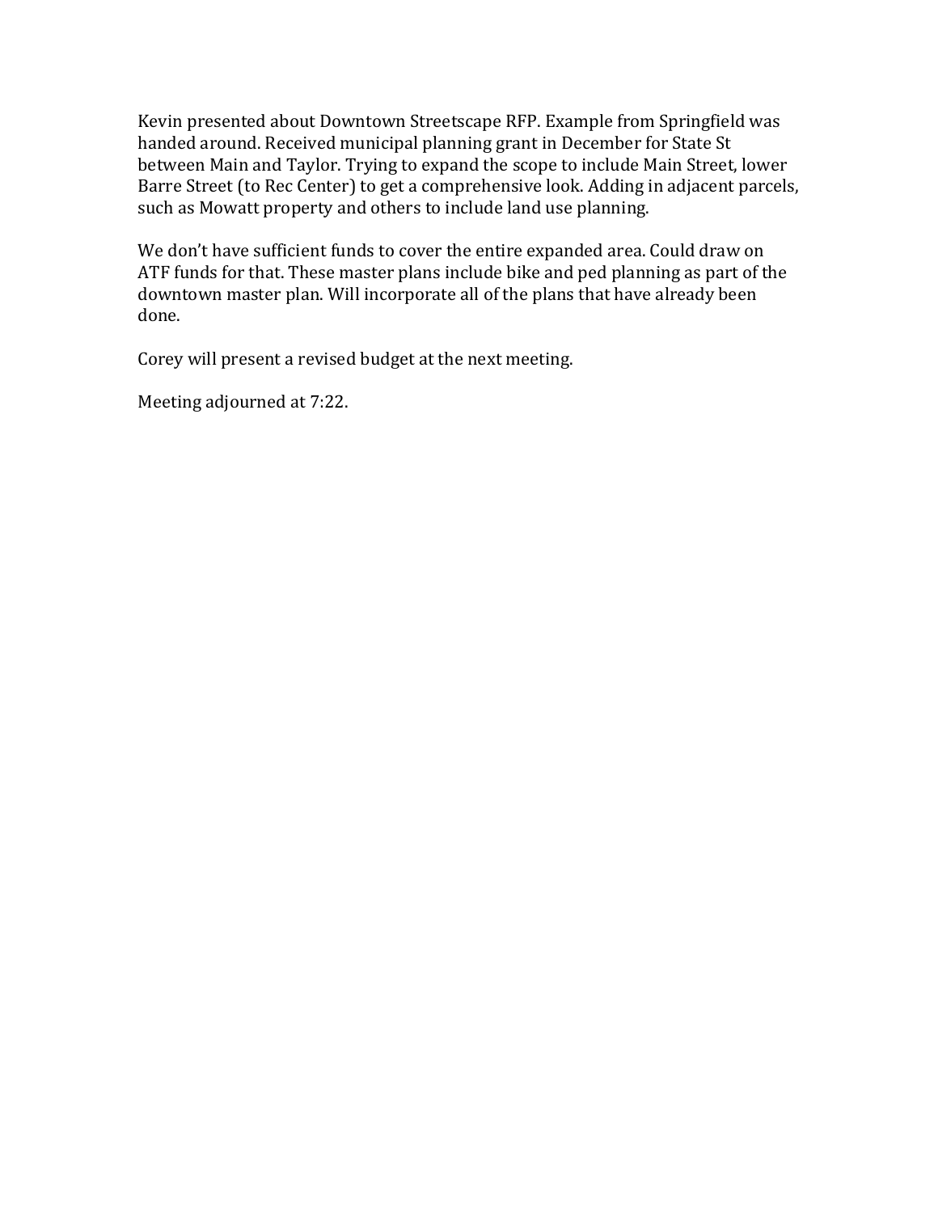Kevin presented about Downtown Streetscape RFP. Example from Springfield was handed around. Received municipal planning grant in December for State St between Main and Taylor. Trying to expand the scope to include Main Street, lower Barre Street (to Rec Center) to get a comprehensive look. Adding in adjacent parcels, such as Mowatt property and others to include land use planning.

We don't have sufficient funds to cover the entire expanded area. Could draw on ATF funds for that. These master plans include bike and ped planning as part of the downtown master plan. Will incorporate all of the plans that have already been done.

Corey will present a revised budget at the next meeting.

Meeting adjourned at 7:22.